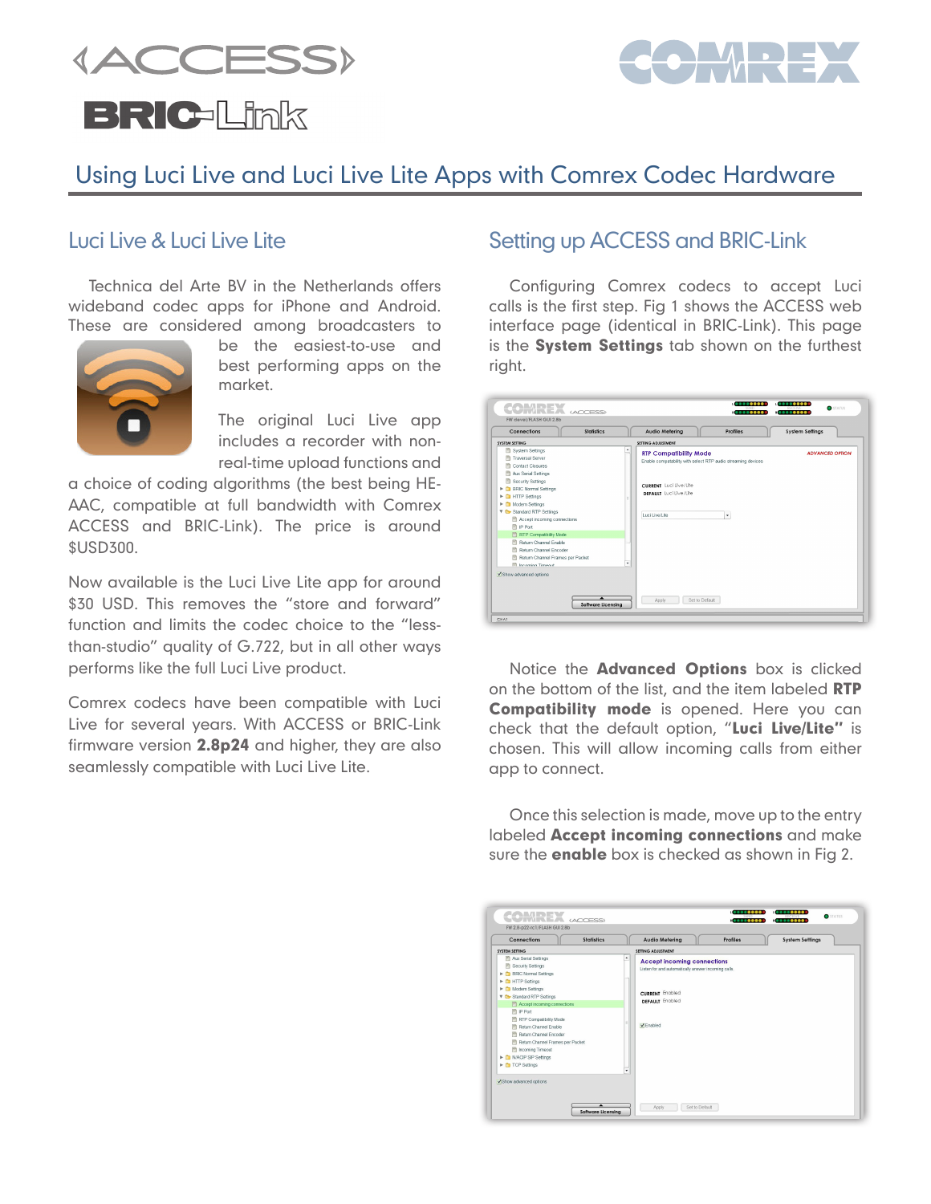# Using Luci Live and Luci Live Lite Apps with Comrex Codec Hardware

## Luci Live & Luci Live Lite

Technica del Arte BV in the Netherlands offers wideband codec apps for iPhone and Android. These are considered among broadcasters to be the easiest-to-use and best performing apps on the market.

The original Luci Live app includes a recorder with non-real-time upload functions and a choice of coding algorithms (the best being HE-AAC, compatible at full bandwidth with Comrex ACCESS and BRIC-Link). The price is around $USD300.

Now available is the Luci Live Lite app for around $30 USD. This removes the "store and forward" function and limits the codec choice to the "less-than-studio" quality of G.722, but in all other ways performs like the full Luci Live product.

Comrex codecs have been compatible with Luci Live for several years. With ACCESS or BRIC-Link firmware version **2.8p24** and higher, they are also seamlessly compatible with Luci Live Lite.

## Setting up ACCESS and BRIC-Link

Configuring Comrex codecs to accept Luci calls is the first step. Fig 1 shows the ACCESS web interface page (identical in BRIC-Link). This page is the **System Settings** tab shown on the furthest right.

Notice the **Advanced Options** box is clicked on the bottom of the list, and the item labeled **RTP Compatibility mode** is opened. Here you can check that the default option, "**Luci Live/Lite**" is chosen. This will allow incoming calls from either app to connect.

Once this selection is made, move up to the entry labeled **Accept incoming connections** and make sure the **enable** box is checked as shown in Fig 2.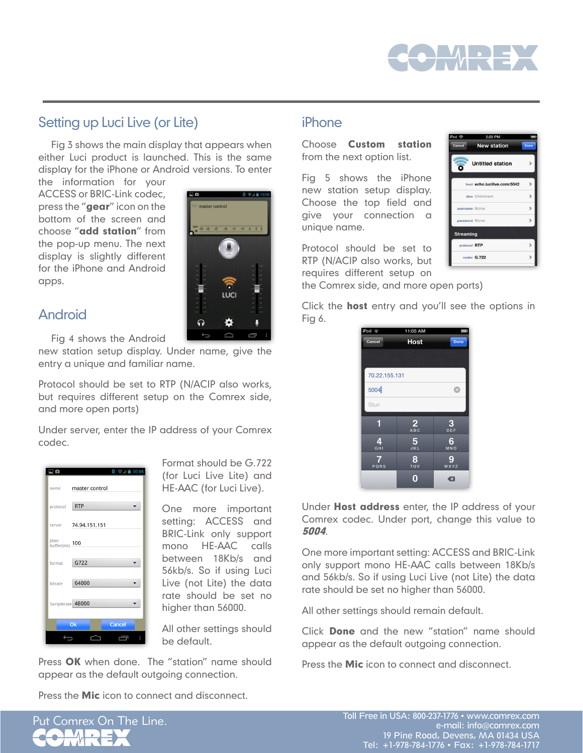## Setting up Luci Live (or Lite)

Fig 3 shows the main display that appears when either Luci product is launched. This is the same display for the iPhone or Android versions. To enter the information for your ACCESS or BRIC-Link codec, press the "**gear**" icon on the bottom of the screen and choose "**add station**" from the pop-up menu. The next display is slightly different for the iPhone and Android apps.

## Android

Fig 4 shows the Android new station setup display. Under name, give the entry a unique and familiar name.

Protocol should be set to RTP (N/ACIP also works, but requires different setup on the Comrex side, and more open ports)

Under server, enter the IP address of your Comrex codec.

Format should be G.722 (for Luci Live Lite) and HE-AAC (for Luci Live).

One more important setting: ACCESS and BRIC-Link only support mono HE-AAC calls between 18Kb/s and 56kb/s. So if using Luci Live (not Lite) the data rate should be set no higher than 56000.

All other settings should be default.

Press **OK** when done. The "station" name should appear as the default outgoing connection.

Press the **Mic** icon to connect and disconnect.

## iPhone

Choose **Custom station** from the next option list.

Fig 5 shows the iPhone new station setup display. Choose the top field and give your connection a unique name.

Protocol should be set to RTP (N/ACIP also works, but requires different setup on the Comrex side, and more open ports)

Click the **host** entry and you'll see the options in Fig 6.

Under **Host address** enter, the IP address of your Comrex codec. Under port, change this value to ***5004***.

One more important setting: ACCESS and BRIC-Link only support mono HE-AAC calls between 18Kb/s and 56kb/s. So if using Luci Live (not Lite) the data rate should be set no higher than 56000.

All other settings should remain default.

Click **Done** and the new "station" name should appear as the default outgoing connection.

Press the **Mic** icon to connect and disconnect.

Put Comrex On The Line.

Toll Free in USA: 800-237-1776 • www.comrex.com
e-mail: info@comrex.com
19 Pine Road, Devens, MA 01434 USA
Tel: +1-978-784-1776 • Fax: +1-978-784-1717